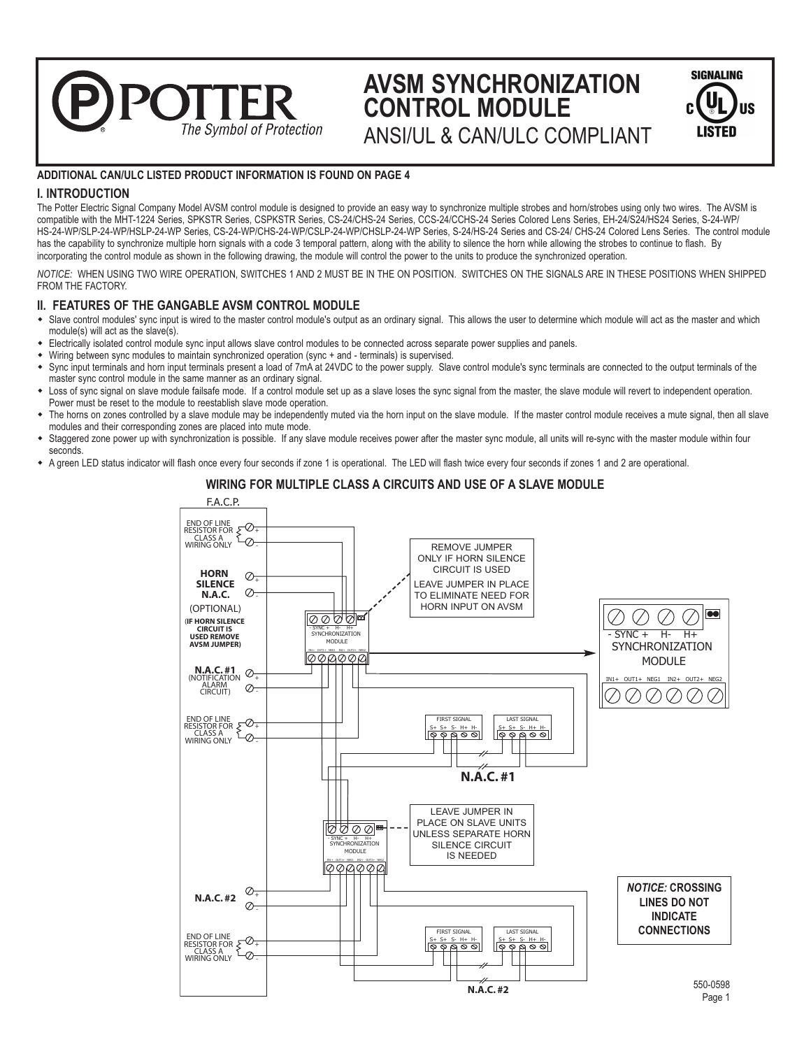# AVSM SYNCHRONIZATION CONTROL MODULE

ANSI/UL & CAN/ULC COMPLIANT

**ADDITIONAL CAN/ULC LISTED PRODUCT INFORMATION IS FOUND ON PAGE 4**

## I. INTRODUCTION

The Potter Electric Signal Company Model AVSM control module is designed to provide an easy way to synchronize multiple strobes and horn/strobes using only two wires. The AVSM is compatible with the MHT-1224 Series, SPKSTR Series, CSPKSTR Series, CS-24/CHS-24 Series, CCS-24/CCHS-24 Series Colored Lens Series, EH-24/S24/HS24 Series, S-24-WP/HS-24-WP/SLP-24-WP/HSLP-24-WP Series, CS-24-WP/CHS-24-WP/CSLP-24-WP/CHSLP-24-WP Series, S-24/HS-24 Series and CS-24/ CHS-24 Colored Lens Series. The control module has the capability to synchronize multiple horn signals with a code 3 temporal pattern, along with the ability to silence the horn while allowing the strobes to continue to flash. By incorporating the control module as shown in the following drawing, the module will control the power to the units to produce the synchronized operation.

*NOTICE:* WHEN USING TWO WIRE OPERATION, SWITCHES 1 AND 2 MUST BE IN THE ON POSITION. SWITCHES ON THE SIGNALS ARE IN THESE POSITIONS WHEN SHIPPED FROM THE FACTORY.

## II. FEATURES OF THE GANGABLE AVSM CONTROL MODULE

- Slave control modules' sync input is wired to the master control module's output as an ordinary signal. This allows the user to determine which module will act as the master and which module(s) will act as the slave(s).
- Electrically isolated control module sync input allows slave control modules to be connected across separate power supplies and panels.
- Wiring between sync modules to maintain synchronized operation (sync + and - terminals) is supervised.
- Sync input terminals and horn input terminals present a load of 7mA at 24VDC to the power supply. Slave control module's sync terminals are connected to the output terminals of the master sync control module in the same manner as an ordinary signal.
- Loss of sync signal on slave module failsafe mode. If a control module set up as a slave loses the sync signal from the master, the slave module will revert to independent operation. Power must be reset to the module to reestablish slave mode operation.
- The horns on zones controlled by a slave module may be independently muted via the horn input on the slave module. If the master control module receives a mute signal, then all slave modules and their corresponding zones are placed into mute mode.
- Staggered zone power up with synchronization is possible. If any slave module receives power after the master sync module, all units will re-sync with the master module within four seconds.
- A green LED status indicator will flash once every four seconds if zone 1 is operational. The LED will flash twice every four seconds if zones 1 and 2 are operational.

### WIRING FOR MULTIPLE CLASS A CIRCUITS AND USE OF A SLAVE MODULE

F.A.C.P.

END OF LINE RESISTOR FOR CLASS A WIRING ONLY

**HORN SILENCE N.A.C.** (OPTIONAL) **(IF HORN SILENCE CIRCUIT IS USED REMOVE AVSM JUMPER)**

**N.A.C. #1** (NOTIFICATION ALARM CIRCUIT)

END OF LINE RESISTOR FOR CLASS A WIRING ONLY

**N.A.C. #2**

END OF LINE RESISTOR FOR CLASS A WIRING ONLY

REMOVE JUMPER ONLY IF HORN SILENCE CIRCUIT IS USED. LEAVE JUMPER IN PLACE TO ELIMINATE NEED FOR HORN INPUT ON AVSM

SYNCHRONIZATION MODULE: - SYNC + H- H+ / IN1+ OUT1+ NEG1 IN2+ OUT2+ NEG2

FIRST SIGNAL S+ S+ S- H+ H- — LAST SIGNAL S+ S+ S- H+ H-

**N.A.C. #1**

LEAVE JUMPER IN PLACE ON SLAVE UNITS UNLESS SEPARATE HORN SILENCE CIRCUIT IS NEEDED

FIRST SIGNAL S+ S+ S- H+ H- — LAST SIGNAL S+ S+ S- H+ H-

**N.A.C. #2**

***NOTICE:* CROSSING LINES DO NOT INDICATE CONNECTIONS**

550-0598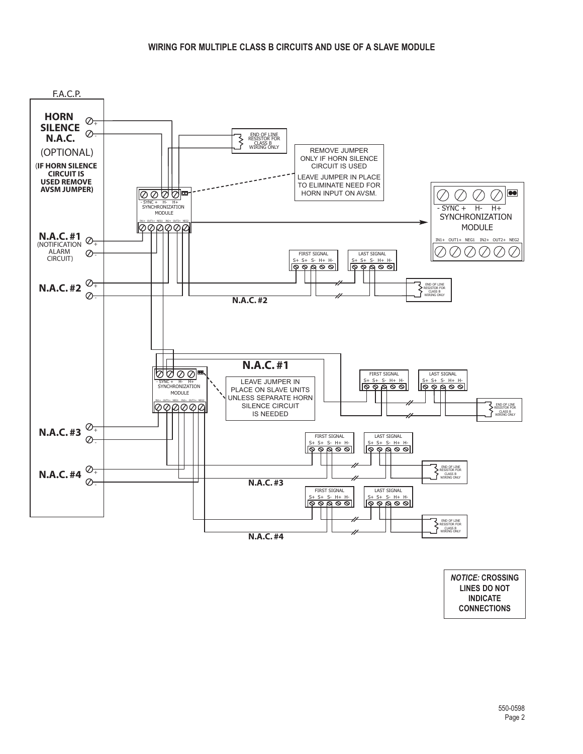## WIRING FOR MULTIPLE CLASS B CIRCUITS AND USE OF A SLAVE MODULE

F.A.C.P.

**HORN SILENCE N.A.C.**
(OPTIONAL)
(**IF HORN SILENCE CIRCUIT IS USED REMOVE AVSM JUMPER)**

**N.A.C. #1**
(NOTIFICATION ALARM CIRCUIT)

**N.A.C. #2**

**N.A.C. #3**

**N.A.C. #4**

END OF LINE RESISTOR FOR CLASS B WIRING ONLY

REMOVE JUMPER ONLY IF HORN SILENCE CIRCUIT IS USED

LEAVE JUMPER IN PLACE TO ELIMINATE NEED FOR HORN INPUT ON AVSM.

- SYNC + H- H+
SYNCHRONIZATION MODULE
IN1+ OUT1+ NEG1 IN2+ OUT2+ NEG2

FIRST SIGNAL
S+ S+ S- H+ H-

LAST SIGNAL
S+ S+ S- H+ H-

**N.A.C. #2**

**N.A.C. #1**

LEAVE JUMPER IN PLACE ON SLAVE UNITS UNLESS SEPARATE HORN SILENCE CIRCUIT IS NEEDED

**N.A.C. #3**

**N.A.C. #4**

***NOTICE:* CROSSING LINES DO NOT INDICATE CONNECTIONS**

550-0598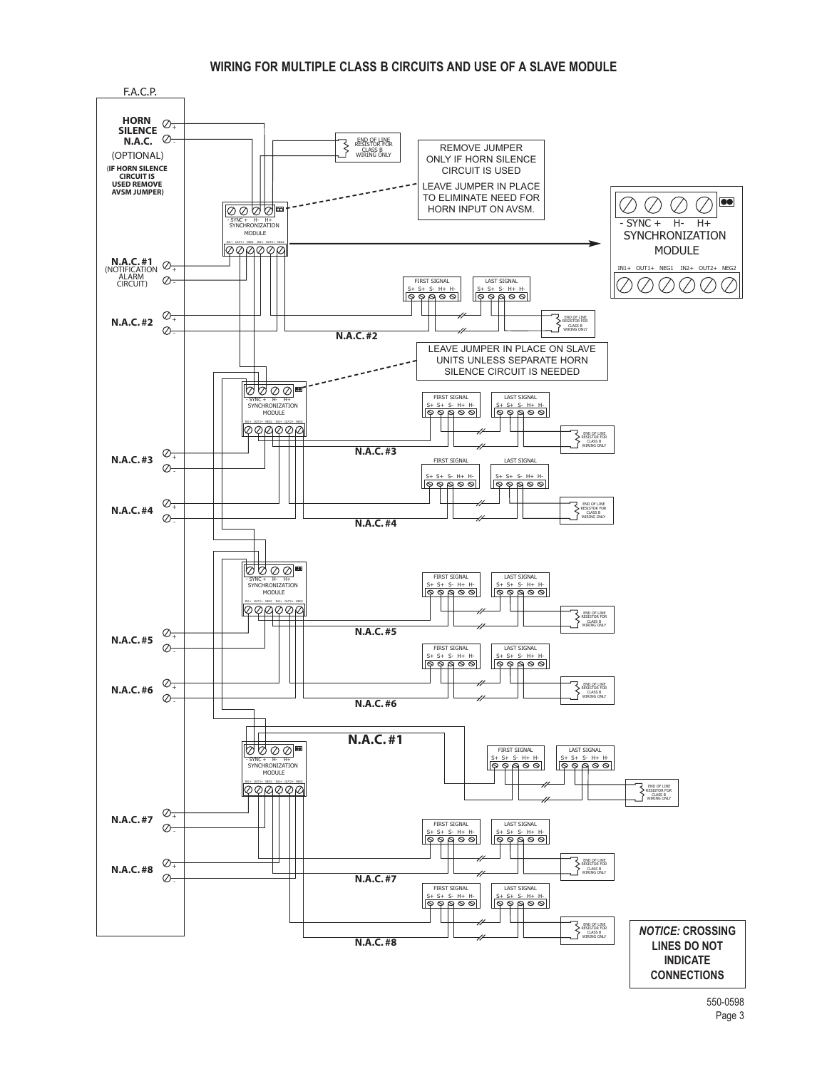## WIRING FOR MULTIPLE CLASS B CIRCUITS AND USE OF A SLAVE MODULE

F.A.C.P.

**HORN SILENCE N.A.C.** (OPTIONAL) (**IF HORN SILENCE CIRCUIT IS USED REMOVE AVSM JUMPER)**

**N.A.C. #1** (NOTIFICATION ALARM CIRCUIT)

**N.A.C. #2**

**N.A.C. #3**

**N.A.C. #4**

**N.A.C. #5**

**N.A.C. #6**

**N.A.C. #7**

**N.A.C. #8**

END OF LINE RESISTOR FOR CLASS B WIRING ONLY

REMOVE JUMPER ONLY IF HORN SILENCE CIRCUIT IS USED

LEAVE JUMPER IN PLACE TO ELIMINATE NEED FOR HORN INPUT ON AVSM.

- SYNC + H- H+

SYNCHRONIZATION MODULE

IN1+ OUT1+ NEG1 IN2+ OUT2+ NEG2

FIRST SIGNAL S+ S+ S- H+ H-

LAST SIGNAL S+ S+ S- H+ H-

LEAVE JUMPER IN PLACE ON SLAVE UNITS UNLESS SEPARATE HORN SILENCE CIRCUIT IS NEEDED

***NOTICE:* CROSSING LINES DO NOT INDICATE CONNECTIONS**

550-0598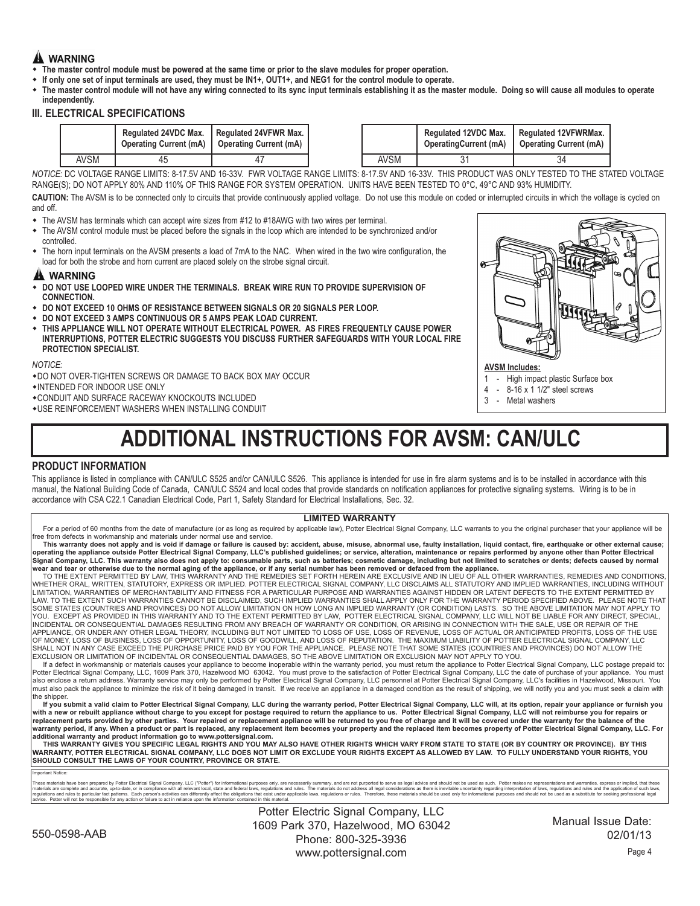## ⚠ WARNING

- **The master control module must be powered at the same time or prior to the slave modules for proper operation.**
- **If only one set of input terminals are used, they must be IN1+, OUT1+, and NEG1 for the control module to operate.**
- **The master control module will not have any wiring connected to its sync input terminals establishing it as the master module. Doing so will cause all modules to operate independently.**

### III. ELECTRICAL SPECIFICATIONS

| | Regulated 24VDC Max. Operating Current (mA) | Regulated 24VFWR Max. Operating Current (mA) |
|---|---|---|
| AVSM | 45 | 47 |

| | Regulated 12VDC Max. OperatingCurrent (mA) | Regulated 12VFWRMax. Operating Current (mA) |
|---|---|---|
| AVSM | 31 | 34 |

*NOTICE:* DC VOLTAGE RANGE LIMITS: 8-17.5V AND 16-33V. FWR VOLTAGE RANGE LIMITS: 8-17.5V AND 16-33V. THIS PRODUCT WAS ONLY TESTED TO THE STATED VOLTAGE RANGE(S); DO NOT APPLY 80% AND 110% OF THIS RANGE FOR SYSTEM OPERATION. UNITS HAVE BEEN TESTED TO 0°C, 49°C AND 93% HUMIDITY.

**CAUTION:** The AVSM is to be connected only to circuits that provide continuously applied voltage. Do not use this module on coded or interrupted circuits in which the voltage is cycled on and off.

- The AVSM has terminals which can accept wire sizes from #12 to #18AWG with two wires per terminal.
- The AVSM control module must be placed before the signals in the loop which are intended to be synchronized and/or controlled.
- The horn input terminals on the AVSM presents a load of 7mA to the NAC. When wired in the two wire configuration, the load for both the strobe and horn current are placed solely on the strobe signal circuit.

## ⚠ WARNING

- **DO NOT USE LOOPED WIRE UNDER THE TERMINALS. BREAK WIRE RUN TO PROVIDE SUPERVISION OF CONNECTION.**
- **DO NOT EXCEED 10 OHMS OF RESISTANCE BETWEEN SIGNALS OR 20 SIGNALS PER LOOP.**
- **DO NOT EXCEED 3 AMPS CONTINUOUS OR 5 AMPS PEAK LOAD CURRENT.**
- **THIS APPLIANCE WILL NOT OPERATE WITHOUT ELECTRICAL POWER. AS FIRES FREQUENTLY CAUSE POWER INTERRUPTIONS, POTTER ELECTRIC SUGGESTS YOU DISCUSS FURTHER SAFEGUARDS WITH YOUR LOCAL FIRE PROTECTION SPECIALIST.**

*NOTICE:*

- DO NOT OVER-TIGHTEN SCREWS OR DAMAGE TO BACK BOX MAY OCCUR
- INTENDED FOR INDOOR USE ONLY
- CONDUIT AND SURFACE RACEWAY KNOCKOUTS INCLUDED
- USE REINFORCEMENT WASHERS WHEN INSTALLING CONDUIT

**AVSM Includes:**

1 - High impact plastic Surface box
4 - 8-16 x 1 1/2" steel screws
3 - Metal washers

# ADDITIONAL INSTRUCTIONS FOR AVSM: CAN/ULC

### PRODUCT INFORMATION

This appliance is listed in compliance with CAN/ULC S525 and/or CAN/ULC S526. This appliance is intended for use in fire alarm systems and is to be installed in accordance with this manual, the National Building Code of Canada, CAN/ULC S524 and local codes that provide standards on notification appliances for protective signaling systems. Wiring is to be in accordance with CSA C22.1 Canadian Electrical Code, Part 1, Safety Standard for Electrical Installations, Sec. 32.

### LIMITED WARRANTY

For a period of 60 months from the date of manufacture (or as long as required by applicable law), Potter Electrical Signal Company, LLC warrants to you the original purchaser that your appliance will be free from defects in workmanship and materials under normal use and service.

**This warranty does not apply and is void if damage or failure is caused by: accident, abuse, misuse, abnormal use, faulty installation, liquid contact, fire, earthquake or other external cause; operating the appliance outside Potter Electrical Signal Company, LLC's published guidelines; or service, alteration, maintenance or repairs performed by anyone other than Potter Electrical Signal Company, LLC. This warranty also does not apply to: consumable parts, such as batteries; cosmetic damage, including but not limited to scratches or dents; defects caused by normal wear and tear or otherwise due to the normal aging of the appliance, or if any serial number has been removed or defaced from the appliance.**

TO THE EXTENT PERMITTED BY LAW, THIS WARRANTY AND THE REMEDIES SET FORTH HEREIN ARE EXCLUSIVE AND IN LIEU OF ALL OTHER WARRANTIES, REMEDIES AND CONDITIONS, WHETHER ORAL, WRITTEN, STATUTORY, EXPRESS OR IMPLIED. POTTER ELECTRICAL SIGNAL COMPANY, LLC DISCLAIMS ALL STATUTORY AND IMPLIED WARRANTIES, INCLUDING WITHOUT LIMITATION, WARRANTIES OF MERCHANTABILITY AND FITNESS FOR A PARTICULAR PURPOSE AND WARRANTIES AGAINST HIDDEN OR LATENT DEFECTS TO THE EXTENT PERMITTED BY LAW. TO THE EXTENT SUCH WARRANTIES CANNOT BE DISCLAIMED, SUCH IMPLIED WARRANTIES SHALL APPLY ONLY FOR THE WARRANTY PERIOD SPECIFIED ABOVE. PLEASE NOTE THAT SOME STATES (COUNTRIES AND PROVINCES) DO NOT ALLOW LIMITATION ON HOW LONG AN IMPLIED WARRANTY (OR CONDITION) LASTS. SO THE ABOVE LIMITATION MAY NOT APPLY TO YOU. EXCEPT AS PROVIDED IN THIS WARRANTY AND TO THE EXTENT PERMITTED BY LAW, POTTER ELECTRICAL SIGNAL COMPANY, LLC WILL NOT BE LIABLE FOR ANY DIRECT, SPECIAL, INCIDENTAL OR CONSEQUENTIAL DAMAGES RESULTING FROM ANY BREACH OF WARRANTY OR CONDITION, OR ARISING IN CONNECTION WITH THE SALE, USE OR REPAIR OF THE APPLIANCE, OR UNDER ANY OTHER LEGAL THEORY, INCLUDING BUT NOT LIMITED TO LOSS OF USE, LOSS OF REVENUE, LOSS OF ACTUAL OR ANTICIPATED PROFITS, LOSS OF THE USE OF MONEY, LOSS OF BUSINESS, LOSS OF OPPORTUNITY, LOSS OF GOODWILL, AND LOSS OF REPUTATION. THE MAXIMUM LIABILITY OF POTTER ELECTRICAL SIGNAL COMPANY, LLC SHALL NOT IN ANY CASE EXCEED THE PURCHASE PRICE PAID BY YOU FOR THE APPLIANCE. PLEASE NOTE THAT SOME STATES (COUNTRIES AND PROVINCES) DO NOT ALLOW THE EXCLUSION OR LIMITATION OF INCIDENTAL OR CONSEQUENTIAL DAMAGES, SO THE ABOVE LIMITATION OR EXCLUSION MAY NOT APPLY TO YOU.

If a defect in workmanship or materials causes your appliance to become inoperable within the warranty period, you must return the appliance to Potter Electrical Signal Company, LLC postage prepaid to: Potter Electrical Signal Company, LLC, 1609 Park 370, Hazelwood MO 63042. You must prove to the satisfaction of Potter Electrical Signal Company, LLC the date of purchase of your appliance. You must also enclose a return address. Warranty service may only be performed by Potter Electrical Signal Company, LLC personnel at Potter Electrical Signal Company, LLC's facilities in Hazelwood, Missouri. You must also pack the appliance to minimize the risk of it being damaged in transit. If we receive an appliance in a damaged condition as the result of shipping, we will notify you and you must seek a claim with the shipper.

**If you submit a valid claim to Potter Electrical Signal Company, LLC during the warranty period, Potter Electrical Signal Company, LLC will, at its option, repair your appliance or furnish you with a new or rebuilt appliance without charge to you except for postage required to return the appliance to us. Potter Electrical Signal Company, LLC will not reimburse you for repairs or replacement parts provided by other parties. Your repaired or replacement appliance will be returned to you free of charge and it will be covered under the warranty for the balance of the warranty period, if any. When a product or part is replaced, any replacement item becomes your property and the replaced item becomes property of Potter Electrical Signal Company, LLC. For additional warranty and product information go to www.pottersignal.com.**

**THIS WARRANTY GIVES YOU SPECIFIC LEGAL RIGHTS AND YOU MAY ALSO HAVE OTHER RIGHTS WHICH VARY FROM STATE TO STATE (OR BY COUNTRY OR PROVINCE). BY THIS WARRANTY, POTTER ELECTRICAL SIGNAL COMPANY, LLC DOES NOT LIMIT OR EXCLUDE YOUR RIGHTS EXCEPT AS ALLOWED BY LAW. TO FULLY UNDERSTAND YOUR RIGHTS, YOU SHOULD CONSULT THE LAWS OF YOUR COUNTRY, PROVINCE OR STATE.**

Important Notice:

These materials have been prepared by Potter Electrical Signal Company, LLC ("Potter") for informational purposes only, are necessarily summary, and are not purported to serve as legal advice and should not be used as such. Potter makes no representations and warranties, express or implied, that these materials are complete and accurate, up-to-date, or in compliance with all relevant local, state and federal laws, regulations and rules. The materials do not address all legal considerations as there is inevitable uncertainty regarding interpretation of laws, regulations and rules and the application of such laws, regulations and rules to particular fact patterns. Each person's activities can differently affect the obligations that exist under applicable laws, regulations or rules. Therefore, these materials should be used only for informational purposes and should not be used as a substitute for seeking professional legal advice. Potter will not be responsible for any action or failure to act in reliance upon the information contained in this material.

550-0598-AAB

Potter Electric Signal Company, LLC
1609 Park 370, Hazelwood, MO 63042
Phone: 800-325-3936
www.pottersignal.com

Manual Issue Date: 02/01/13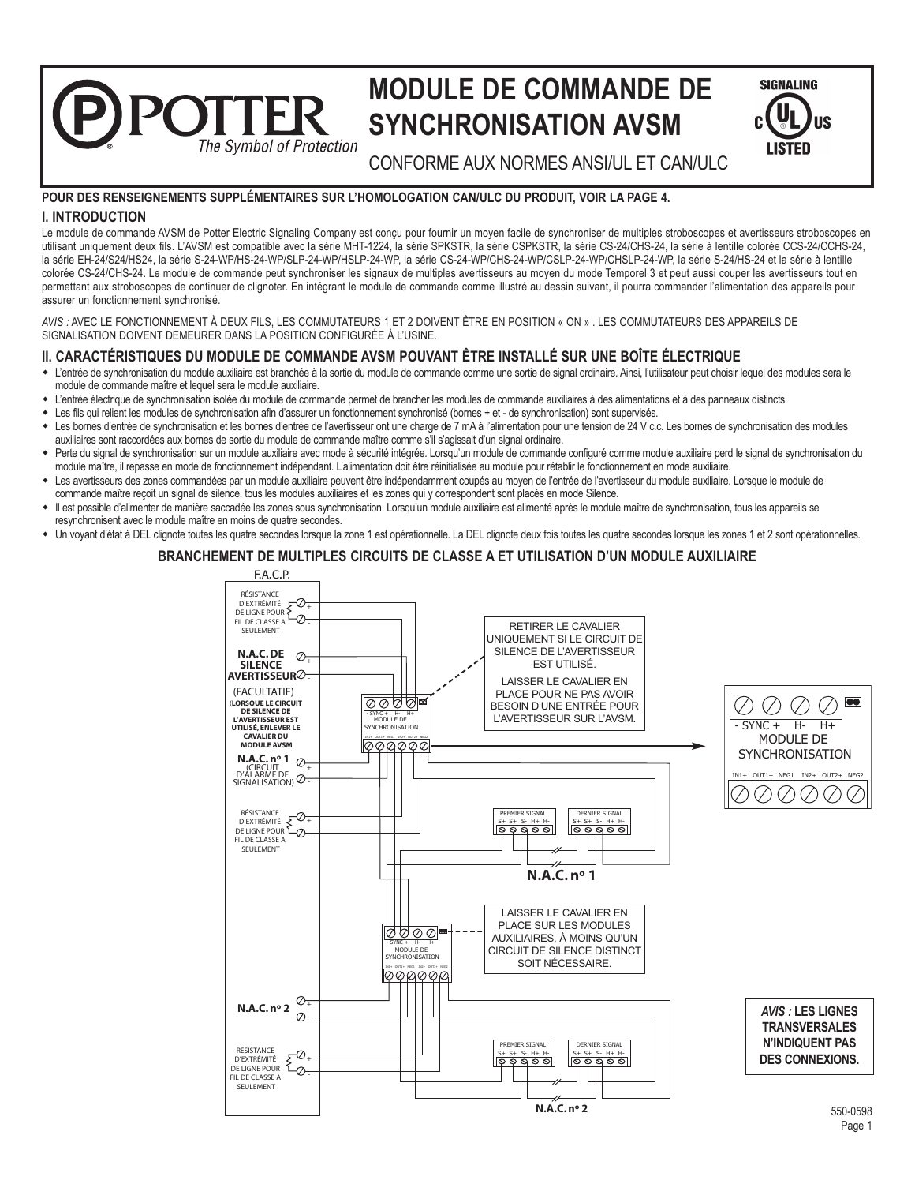# MODULE DE COMMANDE DE SYNCHRONISATION AVSM

CONFORME AUX NORMES ANSI/UL ET CAN/ULC

**POUR DES RENSEIGNEMENTS SUPPLÉMENTAIRES SUR L'HOMOLOGATION CAN/ULC DU PRODUIT, VOIR LA PAGE 4.**

## I. INTRODUCTION

Le module de commande AVSM de Potter Electric Signaling Company est conçu pour fournir un moyen facile de synchroniser de multiples stroboscopes et avertisseurs stroboscopes en utilisant uniquement deux fils. L'AVSM est compatible avec la série MHT-1224, la série SPKSTR, la série CSPKSTR, la série CS-24/CHS-24, la série à lentille colorée CCS-24/CCHS-24, la série EH-24/S24/HS24, la série S-24-WP/HS-24-WP/SLP-24-WP/HSLP-24-WP, la série CS-24-WP/CHS-24-WP/CSLP-24-WP/CHSLP-24-WP, la série S-24/HS-24 et la série à lentille colorée CS-24/CHS-24. Le module de commande peut synchroniser les signaux de multiples avertisseurs au moyen du mode Temporel 3 et peut aussi couper les avertisseurs tout en permettant aux stroboscopes de continuer de clignoter. En intégrant le module de commande comme illustré au dessin suivant, il pourra commander l'alimentation des appareils pour assurer un fonctionnement synchronisé.

*AVIS :* AVEC LE FONCTIONNEMENT À DEUX FILS, LES COMMUTATEURS 1 ET 2 DOIVENT ÊTRE EN POSITION « ON » . LES COMMUTATEURS DES APPAREILS DE SIGNALISATION DOIVENT DEMEURER DANS LA POSITION CONFIGURÉE À L'USINE.

## II. CARACTÉRISTIQUES DU MODULE DE COMMANDE AVSM POUVANT ÊTRE INSTALLÉ SUR UNE BOÎTE ÉLECTRIQUE

- L'entrée de synchronisation du module auxiliaire est branchée à la sortie du module de commande comme une sortie de signal ordinaire. Ainsi, l'utilisateur peut choisir lequel des modules sera le module de commande maître et lequel sera le module auxiliaire.
- L'entrée électrique de synchronisation isolée du module de commande permet de brancher les modules de commande auxiliaires à des alimentations et à des panneaux distincts.
- Les fils qui relient les modules de synchronisation afin d'assurer un fonctionnement synchronisé (bornes + et - de synchronisation) sont supervisés.
- Les bornes d'entrée de synchronisation et les bornes d'entrée de l'avertisseur ont une charge de 7 mA à l'alimentation pour une tension de 24 V c.c. Les bornes de synchronisation des modules auxiliaires sont raccordées aux bornes de sortie du module de commande maître comme s'il s'agissait d'un signal ordinaire.
- Perte du signal de synchronisation sur un module auxiliaire avec mode à sécurité intégrée. Lorsqu'un module de commande configuré comme module auxiliaire perd le signal de synchronisation du module maître, il repasse en mode de fonctionnement indépendant. L'alimentation doit être réinitialisée au module pour rétablir le fonctionnement en mode auxiliaire.
- Les avertisseurs des zones commandées par un module auxiliaire peuvent être indépendamment coupés au moyen de l'entrée de l'avertisseur du module auxiliaire. Lorsque le module de commande maître reçoit un signal de silence, tous les modules auxiliaires et les zones qui y correspondent sont placés en mode Silence.
- Il est possible d'alimenter de manière saccadée les zones sous synchronisation. Lorsqu'un module auxiliaire est alimenté après le module maître de synchronisation, tous les appareils se resynchronisent avec le module maître en moins de quatre secondes.
- Un voyant d'état à DEL clignote toutes les quatre secondes lorsque la zone 1 est opérationnelle. La DEL clignote deux fois toutes les quatre secondes lorsque les zones 1 et 2 sont opérationnelles.

### BRANCHEMENT DE MULTIPLES CIRCUITS DE CLASSE A ET UTILISATION D'UN MODULE AUXILIAIRE

F.A.C.P.

RÉSISTANCE D'EXTRÉMITÉ DE LIGNE POUR FIL DE CLASSE A SEULEMENT

**N.A.C. DE SILENCE AVERTISSEUR** (FACULTATIF) (**LORSQUE LE CIRCUIT DE SILENCE DE L'AVERTISSEUR EST UTILISÉ, ENLEVER LE CAVALIER DU MODULE AVSM**)

**N.A.C. nº 1** (CIRCUIT D'ALARME DE SIGNALISATION)

RÉSISTANCE D'EXTRÉMITÉ DE LIGNE POUR FIL DE CLASSE A SEULEMENT

**N.A.C. nº 2**

RÉSISTANCE D'EXTRÉMITÉ DE LIGNE POUR FIL DE CLASSE A SEULEMENT

RETIRER LE CAVALIER UNIQUEMENT SI LE CIRCUIT DE SILENCE DE L'AVERTISSEUR EST UTILISÉ.

LAISSER LE CAVALIER EN PLACE POUR NE PAS AVOIR BESOIN D'UNE ENTRÉE POUR L'AVERTISSEUR SUR L'AVSM.

- SYNC + H- H+ MODULE DE SYNCHRONISATION IN1+ OUT1+ NEG1 IN2+ OUT2+ NEG2

PREMIER SIGNAL S+ S+ S- H+ H- | DERNIER SIGNAL S+ S+ S- H+ H-

**N.A.C. nº 1**

LAISSER LE CAVALIER EN PLACE SUR LES MODULES AUXILIAIRES, À MOINS QU'UN CIRCUIT DE SILENCE DISTINCT SOIT NÉCESSAIRE.

PREMIER SIGNAL S+ S+ S- H+ H- | DERNIER SIGNAL S+ S+ S- H+ H-

**N.A.C. nº 2**

***AVIS :* LES LIGNES TRANSVERSALES N'INDIQUENT PAS DES CONNEXIONS.**

550-0598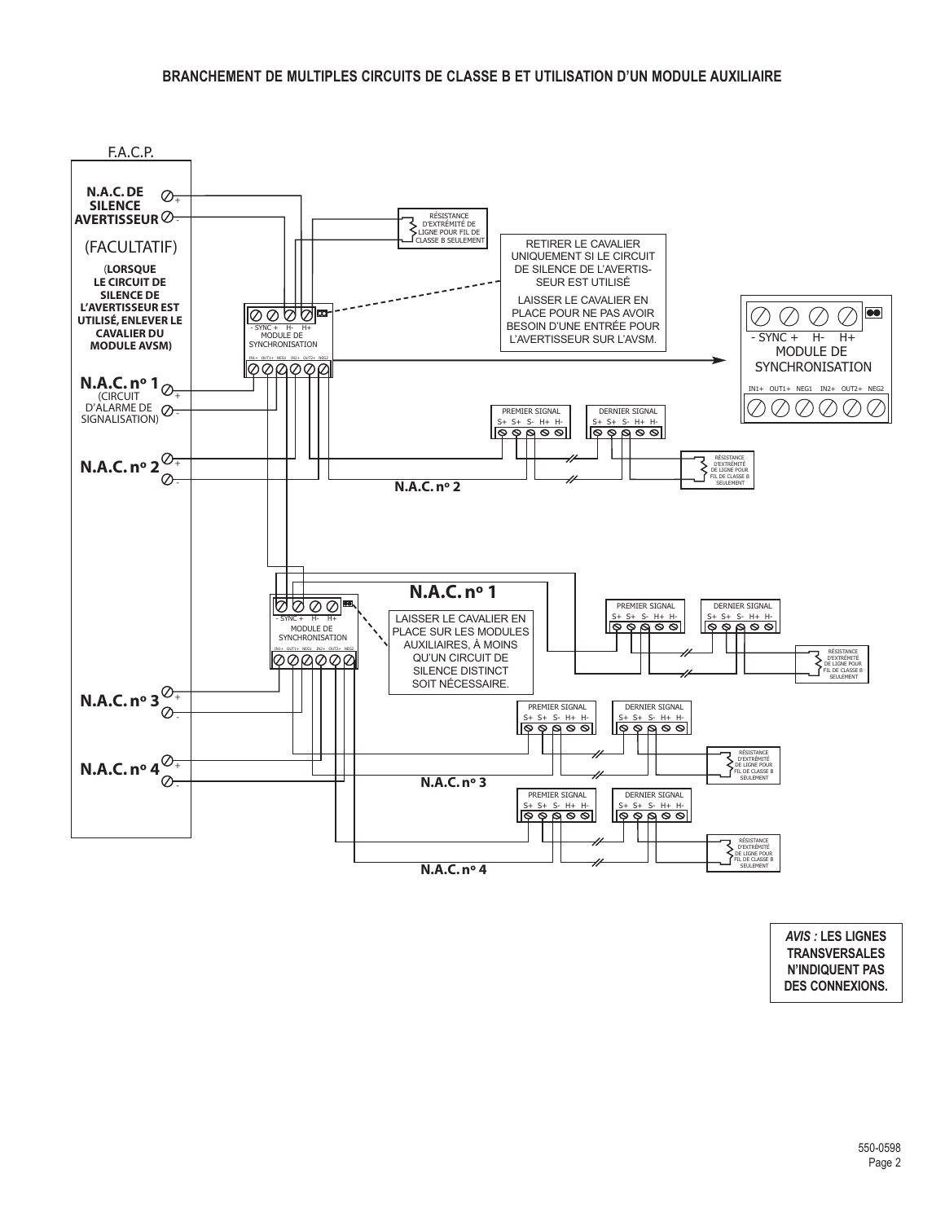## BRANCHEMENT DE MULTIPLES CIRCUITS DE CLASSE B ET UTILISATION D'UN MODULE AUXILIAIRE

F.A.C.P.

**N.A.C. DE SILENCE AVERTISSEUR**

(FACULTATIF)

(**LORSQUE LE CIRCUIT DE SILENCE DE L'AVERTISSEUR EST UTILISÉ, ENLEVER LE CAVALIER DU MODULE AVSM)**

**N.A.C. nº 1** (CIRCUIT D'ALARME DE SIGNALISATION)

**N.A.C. nº 2**

**N.A.C. nº 3**

**N.A.C. nº 4**

RÉSISTANCE D'EXTRÉMITÉ DE LIGNE POUR FIL DE CLASSE B SEULEMENT

RETIRER LE CAVALIER UNIQUEMENT SI LE CIRCUIT DE SILENCE DE L'AVERTISSEUR EST UTILISÉ

LAISSER LE CAVALIER EN PLACE POUR NE PAS AVOIR BESOIN D'UNE ENTRÉE POUR L'AVERTISSEUR SUR L'AVSM.

- SYNC + H- H+

MODULE DE SYNCHRONISATION

IN1+ OUT1+ NEG1 IN2+ OUT2+ NEG2

PREMIER SIGNAL S+ S+ S- H+ H-

DERNIER SIGNAL S+ S+ S- H+ H-

**N.A.C. nº 2**

**N.A.C. nº 1**

LAISSER LE CAVALIER EN PLACE SUR LES MODULES AUXILIAIRES, À MOINS QU'UN CIRCUIT DE SILENCE DISTINCT SOIT NÉCESSAIRE.

**N.A.C. nº 3**

**N.A.C. nº 4**

*AVIS :* **LES LIGNES TRANSVERSALES N'INDIQUENT PAS DES CONNEXIONS.**

550-0598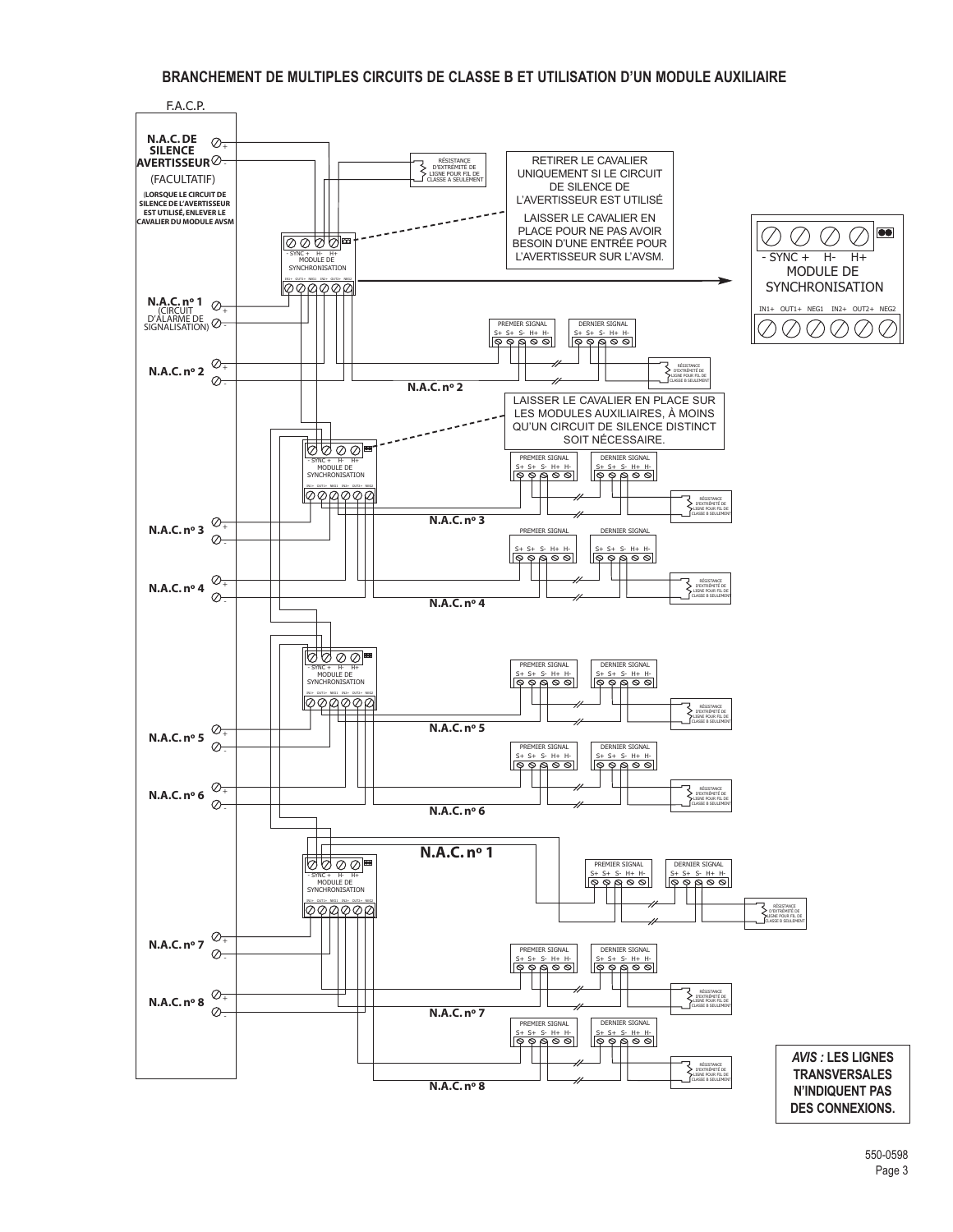## BRANCHEMENT DE MULTIPLES CIRCUITS DE CLASSE B ET UTILISATION D'UN MODULE AUXILIAIRE

F.A.C.P.

**N.A.C. DE SILENCE AVERTISSEUR** (FACULTATIF)

(**LORSQUE LE CIRCUIT DE SILENCE DE L'AVERTISSEUR EST UTILISÉ, ENLEVER LE CAVALIER DU MODULE AVSM**)

**N.A.C. nº 1** (CIRCUIT D'ALARME DE SIGNALISATION)

**N.A.C. nº 2**

**N.A.C. nº 3**

**N.A.C. nº 4**

**N.A.C. nº 5**

**N.A.C. nº 6**

**N.A.C. nº 7**

**N.A.C. nº 8**

RÉSISTANCE D'EXTRÉMITÉ DE LIGNE POUR FIL DE CLASSE A SEULEMENT

RETIRER LE CAVALIER UNIQUEMENT SI LE CIRCUIT DE SILENCE DE L'AVERTISSEUR EST UTILISÉ

LAISSER LE CAVALIER EN PLACE POUR NE PAS AVOIR BESOIN D'UNE ENTRÉE POUR L'AVERTISSEUR SUR L'AVSM.

- SYNC + H- H+ MODULE DE SYNCHRONISATION

IN1+ OUT1+ NEG1 IN2+ OUT2+ NEG2

PREMIER SIGNAL S+ S+ S- H+ H-

DERNIER SIGNAL S+ S+ S- H+ H-

RÉSISTANCE D'EXTRÉMITÉ DE LIGNE POUR FIL DE CLASSE B SEULEMENT

LAISSER LE CAVALIER EN PLACE SUR LES MODULES AUXILIAIRES, À MOINS QU'UN CIRCUIT DE SILENCE DISTINCT SOIT NÉCESSAIRE.

*AVIS :* **LES LIGNES TRANSVERSALES N'INDIQUENT PAS DES CONNEXIONS.**

550-0598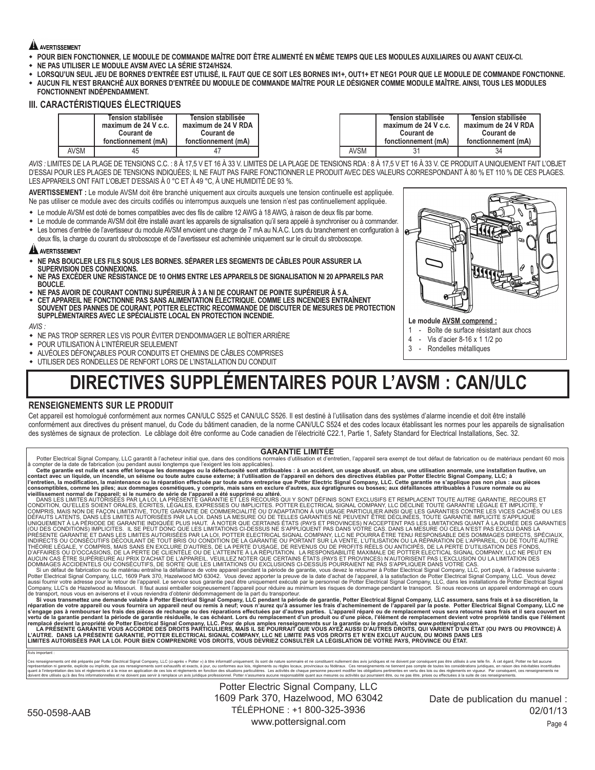**⚠ AVERTISSEMENT**

- POUR BIEN FONCTIONNER, LE MODULE DE COMMANDE MAÎTRE DOIT ÊTRE ALIMENTÉ EN MÊME TEMPS QUE LES MODULES AUXILIAIRES OU AVANT CEUX-CI.
- NE PAS UTILISER LE MODULE AVSM AVEC LA SÉRIE ST24/HS24.
- LORSQU'UN SEUL JEU DE BORNES D'ENTRÉE EST UTILISÉ, IL FAUT QUE CE SOIT LES BORNES IN1+, OUT1+ ET NEG1 POUR QUE LE MODULE DE COMMANDE FONCTIONNE.
- AUCUN FIL N'EST BRANCHÉ AUX BORNES D'ENTRÉE DU MODULE DE COMMANDE MAÎTRE POUR LE DÉSIGNER COMME MODULE MAÎTRE. AINSI, TOUS LES MODULES FONCTIONNENT INDÉPENDAMMENT.

## III. CARACTÉRISTIQUES ÉLECTRIQUES

| | Tension stabilisée maximum de 24 V c.c. Courant de fonctionnement (mA) | Tension stabilisée maximum de 24 V RDA Courant de fonctionnement (mA) |
|---|---|---|
| AVSM | 45 | 47 |

| | Tension stabilisée maximum de 24 V c.c. Courant de fonctionnement (mA) | Tension stabilisée maximum de 24 V RDA Courant de fonctionnement (mA) |
|---|---|---|
| AVSM | 31 | 34 |

*AVIS :* LIMITES DE LA PLAGE DE TENSIONS C.C. : 8 À 17,5 V ET 16 À 33 V. LIMITES DE LA PLAGE DE TENSIONS RDA : 8 À 17,5 V ET 16 À 33 V. CE PRODUIT A UNIQUEMENT FAIT L'OBJET D'ESSAI POUR LES PLAGES DE TENSIONS INDIQUÉES; IL NE FAUT PAS FAIRE FONCTIONNER LE PRODUIT AVEC DES VALEURS CORRESPONDANT À 80 % ET 110 % DE CES PLAGES. LES APPAREILS ONT FAIT L'OBJET D'ESSAIS À 0 °C ET À 49 °C, À UNE HUMIDITÉ DE 93 %.

**AVERTISSEMENT :** Le module AVSM doit être branché uniquement aux circuits auxquels une tension continuelle est appliquée. Ne pas utiliser ce module avec des circuits codifiés ou interrompus auxquels une tension n'est pas continuellement appliquée.

- Le module AVSM est doté de bornes compatibles avec des fils de calibre 12 AWG à 18 AWG, à raison de deux fils par borne.
- Le module de commande AVSM doit être installé avant les appareils de signalisation qu'il sera appelé à synchroniser ou à commander.
- Les bornes d'entrée de l'avertisseur du module AVSM envoient une charge de 7 mA au N.A.C. Lors du branchement en configuration à deux fils, la charge du courant du stroboscope et de l'avertisseur est acheminée uniquement sur le circuit du stroboscope.

**⚠ AVERTISSEMENT**

- NE PAS BOUCLER LES FILS SOUS LES BORNES. SÉPARER LES SEGMENTS DE CÂBLES POUR ASSURER LA SUPERVISION DES CONNEXIONS.
- NE PAS EXCÉDER UNE RÉSISTANCE DE 10 OHMS ENTRE LES APPAREILS DE SIGNALISATION NI 20 APPAREILS PAR BOUCLE.
- NE PAS AVOIR DE COURANT CONTINU SUPÉRIEUR À 3 A NI DE COURANT DE POINTE SUPÉRIEUR À 5 A.
- CET APPAREIL NE FONCTIONNE PAS SANS ALIMENTATION ÉLECTRIQUE. COMME LES INCENDIES ENTRAÎNENT SOUVENT DES PANNES DE COURANT, POTTER ELECTRIC RECOMMANDE DE DISCUTER DE MESURES DE PROTECTION SUPPLÉMENTAIRES AVEC LE SPÉCIALISTE LOCAL EN PROTECTION INCENDIE.

*AVIS :*

- NE PAS TROP SERRER LES VIS POUR ÉVITER D'ENDOMMAGER LE BOÎTIER ARRIÈRE
- POUR UTILISATION À L'INTÉRIEUR SEULEMENT
- ALVÉOLES DÉFONÇABLES POUR CONDUITS ET CHEMINS DE CÂBLES COMPRISES
- UTILISER DES RONDELLES DE RENFORT LORS DE L'INSTALLATION DU CONDUIT

**Le module AVSM comprend :**

1 - Boîte de surface résistant aux chocs
4 - Vis d'acier 8-16 x 1 1/2 po
3 - Rondelles métalliques

# DIRECTIVES SUPPLÉMENTAIRES POUR L'AVSM : CAN/ULC

## RENSEIGNEMENTS SUR LE PRODUIT

Cet appareil est homologué conformément aux normes CAN/ULC S525 et CAN/ULC S526. Il est destiné à l'utilisation dans des systèmes d'alarme incendie et doit être installé conformément aux directives du présent manuel, du Code du bâtiment canadien, de la norme CAN/ULC S524 et des codes locaux établissant les normes pour les appareils de signalisation des systèmes de signaux de protection. Le câblage doit être conforme au Code canadien de l'électricité C22.1, Partie 1, Safety Standard for Electrical Installations, Sec. 32.

### GARANTIE LIMITÉE

Potter Electrical Signal Company, LLC garantit à l'acheteur initial que, dans des conditions normales d'utilisation et d'entretien, l'appareil sera exempt de tout défaut de fabrication ou de matériaux pendant 60 mois à compter de la date de fabrication (ou pendant aussi longtemps que l'exigent les lois applicables).

**Cette garantie est nulle et sans effet lorsque les dommages ou la défectuosité sont attribuables : à un accident, un usage abusif, un abus, une utilisation anormale, une installation fautive, un contact avec un liquide, un incendie, un séisme ou toute autre cause externe; à l'utilisation de l'appareil en dehors des directives établies par Potter Electric Signal Company, LLC; à l'entretien, la modification, la maintenance ou la réparation effectuée par toute autre entreprise que Potter Electric Signal Company, LLC. Cette garantie ne s'applique pas non plus : aux pièces consomptibles, comme les piles; aux dommages cosmétiques, y compris, mais sans en exclure d'autres, aux égratignures ou bosses; aux défaillances attribuables à l'usure normale ou au vieillissement normal de l'appareil; si le numéro de série de l'appareil a été supprimé ou altéré.**

DANS LES LIMITES AUTORISÉES PAR LA LOI, LA PRÉSENTE GARANTIE ET LES RECOURS QUI Y SONT DÉFINIS SONT EXCLUSIFS ET REMPLACENT TOUTE AUTRE GARANTIE, RECOURS ET CONDITION, QU'ELLES SOIENT ORALES, ÉCRITES, LÉGALES, EXPRESSES OU IMPLICITES. POTTER ELECTRICAL SIGNAL COMPANY, LLC DÉCLINE TOUTE GARANTIE LÉGALE ET IMPLICITE, Y COMPRIS, MAIS NON DE FAÇON LIMITATIVE, TOUTE GARANTIE DE COMMERCIALITÉ OU D'ADAPTATION À UN USAGE PARTICULIER AINSI QUE LES GARANTIES CONTRE LES VICES CACHÉS OU LES DÉFAUTS LATENTS, DANS LES LIMITES AUTORISÉES PAR LA LOI. DANS LA MESURE OÙ DE TELLES GARANTIES NE PEUVENT ÊTRE DÉCLINÉES, TOUTE GARANTIE IMPLICITE S'APPLIQUE UNIQUEMENT À LA PÉRIODE DE GARANTIE INDIQUÉE PLUS HAUT. À NOTER QUE CERTAINS ÉTATS (PAYS ET PROVINCES) N'ACCEPTENT PAS LES LIMITATIONS QUANT À LA DURÉE DES GARANTIES (OU DES CONDITIONS) IMPLICITES. IL SE PEUT DONC QUE LES LIMITATIONS CI-DESSUS NE S'APPLIQUENT PAS DANS VOTRE CAS. DANS LA MESURE OÙ CELA N'EST PAS EXCLU DANS LA PRÉSENTE GARANTIE ET DANS LES LIMITES AUTORISÉES PAR LA LOI, POTTER ELECTRICAL SIGNAL COMPANY, LLC NE POURRA ÊTRE TENU RESPONSABLE DES DOMMAGES DIRECTS, SPÉCIAUX, INDIRECTS OU CONSÉCUTIFS DÉCOULANT DE TOUT BRIS OU CONDITION DE LA GARANTIE OU PORTANT SUR LA VENTE, L'UTILISATION OU LA RÉPARATION DE L'APPAREIL, OU DE TOUTE AUTRE THÉORIE LÉGALE, Y COMPRIS, MAIS SANS EN EXCLURE D'AUTRES, DE LA PERTE D'USAGE, DE REVENUS OU DE PROFITS RÉELS OU ANTICIPÉS, DE LA PERTE D'UTILISATION DES FONDS, D'AFFAIRES OU D'OCCASIONS, DE LA PERTE DE CLIENTÈLE OU DE L'ATTEINTE À LA RÉPUTATION. LA RESPONSABILITÉ MAXIMALE DE POTTER ELECTRICAL SIGNAL COMPANY, LLC NE PEUT EN AUCUN CAS ÊTRE SUPÉRIEURE AU PRIX D'ACHAT DE L'APPAREIL. VEUILLEZ NOTER QUE CERTAINS ÉTATS (PAYS ET PROVINCES) N'AUTORISENT PAS L'EXCLUSION OU LA LIMITATION DES DOMMAGES ACCIDENTELS OU CONSÉCUTIFS, DE SORTE QUE LES LIMITATIONS OU EXCLUSIONS CI-DESSUS POURRAIENT NE PAS S'APPLIQUER DANS VOTRE CAS.

Si un défaut de fabrication ou de matériau entraîne la défaillance de votre appareil pendant la période de garantie, vous devez le retourner à Potter Electrical Signal Company, LLC, port payé, à l'adresse suivante : Potter Electrical Signal Company, LLC, 1609 Park 370, Hazelwood MO 63042. Vous devez apporter la preuve de la date d'achat de l'appareil, à la satisfaction de Potter Electrical Signal Company, LLC. Vous devez aussi fournir votre adresse pour le retour de l'appareil. Le service sous garantie peut être uniquement exécuté par le personnel de Potter Electrical Signal Company, LLC, dans les installations de Potter Electrical Signal Company, LLC's de Hazelwood au Missouri. Il faut aussi emballer soigneusement l'appareil pour réduire au minimum les risques de dommage pendant le transport. Si nous recevons un appareil endommagé en cours de transport, nous vous en aviserons et il vous reviendra d'obtenir dédommagement de la part du transporteur.

**Si vous transmettez une demande valable à Potter Electrical Signal Company, LLC pendant la période de garantie, Potter Electrical Signal Company, LLC assumera, sans frais et à sa discrétion, la réparation de votre appareil ou vous fournira un appareil neuf ou remis à neuf; vous n'aurez qu'à assumer les frais d'acheminement de l'appareil par la poste. Potter Electrical Signal Company, LLC ne s'engage pas à rembourser les frais des pièces de rechange ou des réparations effectuées par d'autres parties. L'appareil réparé ou de remplacement vous sera retourné sans frais et il sera couvert en vertu de la garantie pendant la période de garantie résiduelle, le cas échéant. Lors du remplacement d'un produit ou d'une pièce, l'élément de remplacement devient votre propriété tandis que l'élément remplacé devient la propriété de Potter Electrical Signal Company, LLC. Pour de plus amples renseignements sur la garantie ou le produit, visitez www.pottersignal.com.**

**LA PRÉSENTE GARANTIE VOUS ACCORDE DES DROITS PARTICULIERS, MAIS IL SE POURRAIT QUE VOUS AYEZ AUSSI D'AUTRES DROITS, QUI VARIENT D'UN ÉTAT (OU PAYS OU PROVINCE) À L'AUTRE. DANS LA PRÉSENTE GARANTIE, POTTER ELECTRICAL SIGNAL COMPANY, LLC NE LIMITE PAS VOS DROITS ET N'EN EXCLUT AUCUN, DU MOINS DANS LES LIMITES AUTORISÉES PAR LA LOI. POUR BIEN COMPRENDRE VOS DROITS, VOUS DEVRIEZ CONSULTER LA LÉGISLATION DE VOTRE PAYS, PROVINCE OU ÉTAT.**

Avis important :

Ces renseignements ont été préparés par Potter Electrical Signal Company, LLC (ci-après « Potter ») à titre informatif uniquement; ils sont de nature sommaire et ne constituent nullement des avis juridiques et ne doivent par conséquent pas être utilisés à une telle fin. À cet égard, Potter ne fait aucune représentation ni garantie, explicite ou implicite, que ces renseignements sont exhaustifs et exacts, à jour, ou conformes aux lois, règlements ou règles locaux, provinciaux ou fédéraux. Ces renseignements ne tiennent pas compte de toutes les considérations juridiques, en raison des inévitables incertitudes quant à l'interprétation des lois et règlements et à la mise en application de ces lois et règlements en fonction des situations particulières. Les activités de chaque personne peuvent modifier les obligations pertinentes en vertu des lois ou des règlements en vigueur. Par conséquent, ces renseignements ne doivent être utilisés qu'à des fins informationnelles et ne doivent pas servir à remplacer un avis juridique professionnel. Potter n'assumera aucune responsabilité quant aux mesures ou activités qui pourraient être, ou ne pas être, prises ou effectuées à la suite de ces renseignements.

550-0598-AAB

Potter Electric Signal Company, LLC
1609 Park 370, Hazelwood, MO 63042
TÉLÉPHONE : +1 800-325-3936
www.pottersignal.com

Date de publication du manuel : 02/01/13